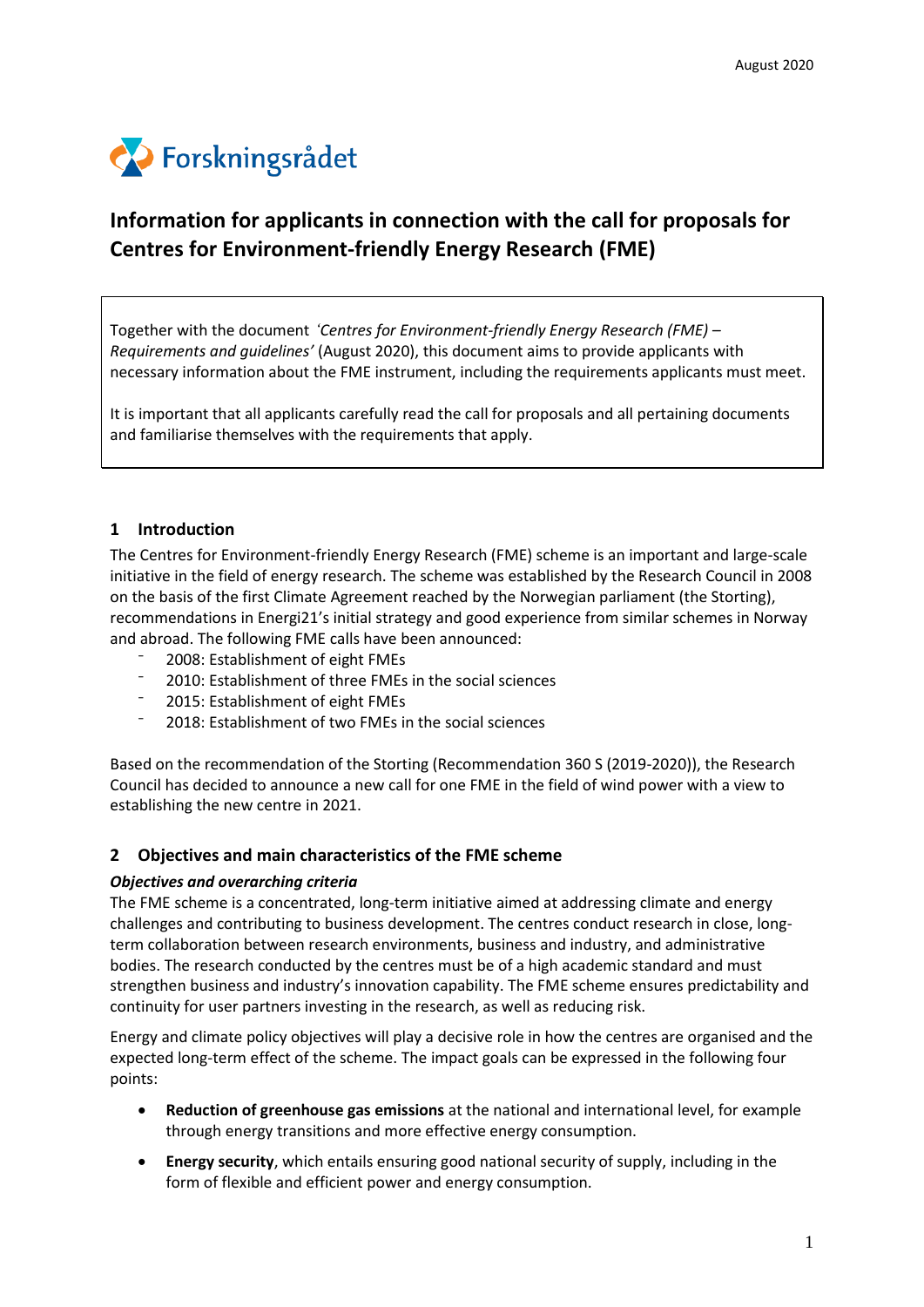August 2020

Forskningsrådet

# Information for applicants in connection with the call for proposals for Centres for Environment-friendly Energy Research (FME)

> Together with the document *'Centres for Environment-friendly Energy Research (FME) – Requirements and guidelines'* (August 2020), this document aims to provide applicants with necessary information about the FME instrument, including the requirements applicants must meet.
>
> It is important that all applicants carefully read the call for proposals and all pertaining documents and familiarise themselves with the requirements that apply.

## 1 Introduction

The Centres for Environment-friendly Energy Research (FME) scheme is an important and large-scale initiative in the field of energy research. The scheme was established by the Research Council in 2008 on the basis of the first Climate Agreement reached by the Norwegian parliament (the Storting), recommendations in Energi21's initial strategy and good experience from similar schemes in Norway and abroad. The following FME calls have been announced:

- 2008: Establishment of eight FMEs
- 2010: Establishment of three FMEs in the social sciences
- 2015: Establishment of eight FMEs
- 2018: Establishment of two FMEs in the social sciences

Based on the recommendation of the Storting (Recommendation 360 S (2019-2020)), the Research Council has decided to announce a new call for one FME in the field of wind power with a view to establishing the new centre in 2021.

## 2 Objectives and main characteristics of the FME scheme

### *Objectives and overarching criteria*

The FME scheme is a concentrated, long-term initiative aimed at addressing climate and energy challenges and contributing to business development. The centres conduct research in close, long-term collaboration between research environments, business and industry, and administrative bodies. The research conducted by the centres must be of a high academic standard and must strengthen business and industry's innovation capability. The FME scheme ensures predictability and continuity for user partners investing in the research, as well as reducing risk.

Energy and climate policy objectives will play a decisive role in how the centres are organised and the expected long-term effect of the scheme. The impact goals can be expressed in the following four points:

- **Reduction of greenhouse gas emissions** at the national and international level, for example through energy transitions and more effective energy consumption.
- **Energy security**, which entails ensuring good national security of supply, including in the form of flexible and efficient power and energy consumption.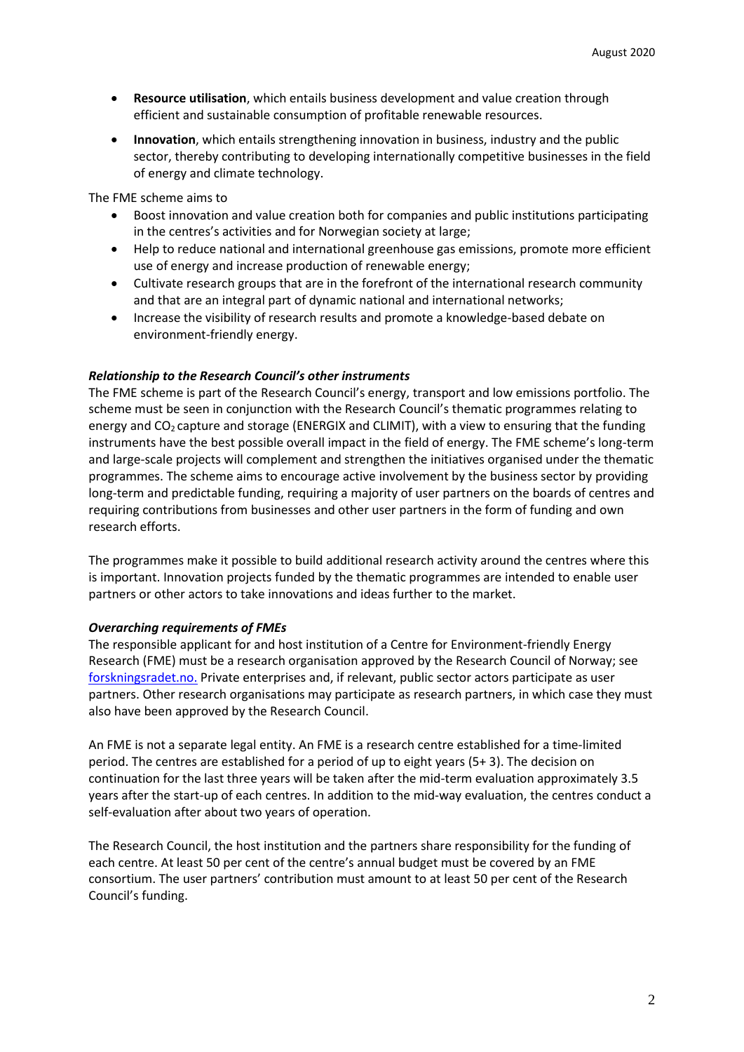- **Resource utilisation**, which entails business development and value creation through efficient and sustainable consumption of profitable renewable resources.
- **Innovation**, which entails strengthening innovation in business, industry and the public sector, thereby contributing to developing internationally competitive businesses in the field of energy and climate technology.

The FME scheme aims to

- Boost innovation and value creation both for companies and public institutions participating in the centres's activities and for Norwegian society at large;
- Help to reduce national and international greenhouse gas emissions, promote more efficient use of energy and increase production of renewable energy;
- Cultivate research groups that are in the forefront of the international research community and that are an integral part of dynamic national and international networks;
- Increase the visibility of research results and promote a knowledge-based debate on environment-friendly energy.

***Relationship to the Research Council's other instruments***

The FME scheme is part of the Research Council's energy, transport and low emissions portfolio. The scheme must be seen in conjunction with the Research Council's thematic programmes relating to energy and $CO_2$ capture and storage (ENERGIX and CLIMIT), with a view to ensuring that the funding instruments have the best possible overall impact in the field of energy. The FME scheme's long-term and large-scale projects will complement and strengthen the initiatives organised under the thematic programmes. The scheme aims to encourage active involvement by the business sector by providing long-term and predictable funding, requiring a majority of user partners on the boards of centres and requiring contributions from businesses and other user partners in the form of funding and own research efforts.

The programmes make it possible to build additional research activity around the centres where this is important. Innovation projects funded by the thematic programmes are intended to enable user partners or other actors to take innovations and ideas further to the market.

***Overarching requirements of FMEs***

The responsible applicant for and host institution of a Centre for Environment-friendly Energy Research (FME) must be a research organisation approved by the Research Council of Norway; see [forskningsradet.no.](forskningsradet.no) Private enterprises and, if relevant, public sector actors participate as user partners. Other research organisations may participate as research partners, in which case they must also have been approved by the Research Council.

An FME is not a separate legal entity. An FME is a research centre established for a time-limited period. The centres are established for a period of up to eight years (5+ 3). The decision on continuation for the last three years will be taken after the mid-term evaluation approximately 3.5 years after the start-up of each centres. In addition to the mid-way evaluation, the centres conduct a self-evaluation after about two years of operation.

The Research Council, the host institution and the partners share responsibility for the funding of each centre. At least 50 per cent of the centre's annual budget must be covered by an FME consortium. The user partners' contribution must amount to at least 50 per cent of the Research Council's funding.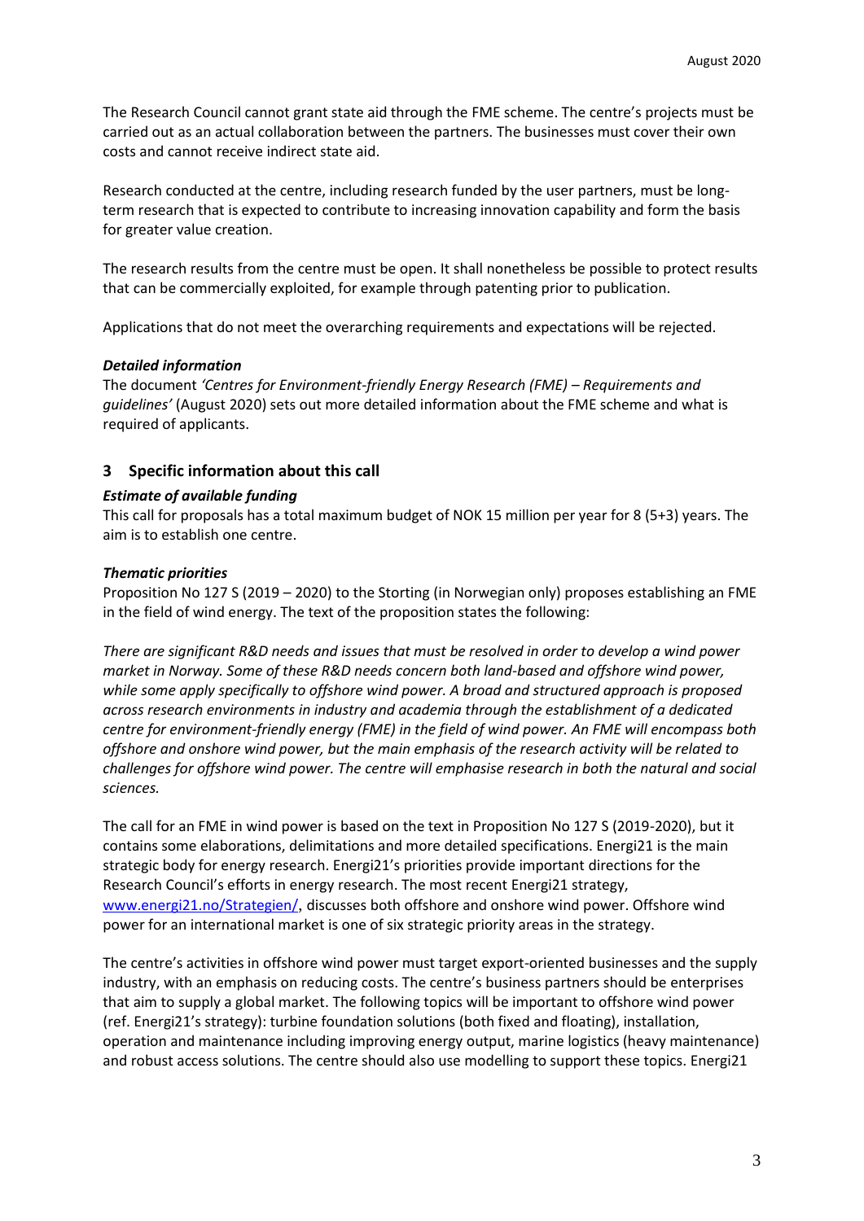The Research Council cannot grant state aid through the FME scheme. The centre's projects must be carried out as an actual collaboration between the partners. The businesses must cover their own costs and cannot receive indirect state aid.

Research conducted at the centre, including research funded by the user partners, must be long-term research that is expected to contribute to increasing innovation capability and form the basis for greater value creation.

The research results from the centre must be open. It shall nonetheless be possible to protect results that can be commercially exploited, for example through patenting prior to publication.

Applications that do not meet the overarching requirements and expectations will be rejected.

### *Detailed information*

The document *'Centres for Environment-friendly Energy Research (FME) – Requirements and guidelines'* (August 2020) sets out more detailed information about the FME scheme and what is required of applicants.

## 3 Specific information about this call

### *Estimate of available funding*

This call for proposals has a total maximum budget of NOK 15 million per year for 8 (5+3) years. The aim is to establish one centre.

### *Thematic priorities*

Proposition No 127 S (2019 – 2020) to the Storting (in Norwegian only) proposes establishing an FME in the field of wind energy. The text of the proposition states the following:

*There are significant R&D needs and issues that must be resolved in order to develop a wind power market in Norway. Some of these R&D needs concern both land-based and offshore wind power, while some apply specifically to offshore wind power. A broad and structured approach is proposed across research environments in industry and academia through the establishment of a dedicated centre for environment-friendly energy (FME) in the field of wind power. An FME will encompass both offshore and onshore wind power, but the main emphasis of the research activity will be related to challenges for offshore wind power. The centre will emphasise research in both the natural and social sciences.*

The call for an FME in wind power is based on the text in Proposition No 127 S (2019-2020), but it contains some elaborations, delimitations and more detailed specifications. Energi21 is the main strategic body for energy research. Energi21's priorities provide important directions for the Research Council's efforts in energy research. The most recent Energi21 strategy, [www.energi21.no/Strategien/](www.energi21.no/Strategien/), discusses both offshore and onshore wind power. Offshore wind power for an international market is one of six strategic priority areas in the strategy.

The centre's activities in offshore wind power must target export-oriented businesses and the supply industry, with an emphasis on reducing costs. The centre's business partners should be enterprises that aim to supply a global market. The following topics will be important to offshore wind power (ref. Energi21's strategy): turbine foundation solutions (both fixed and floating), installation, operation and maintenance including improving energy output, marine logistics (heavy maintenance) and robust access solutions. The centre should also use modelling to support these topics. Energi21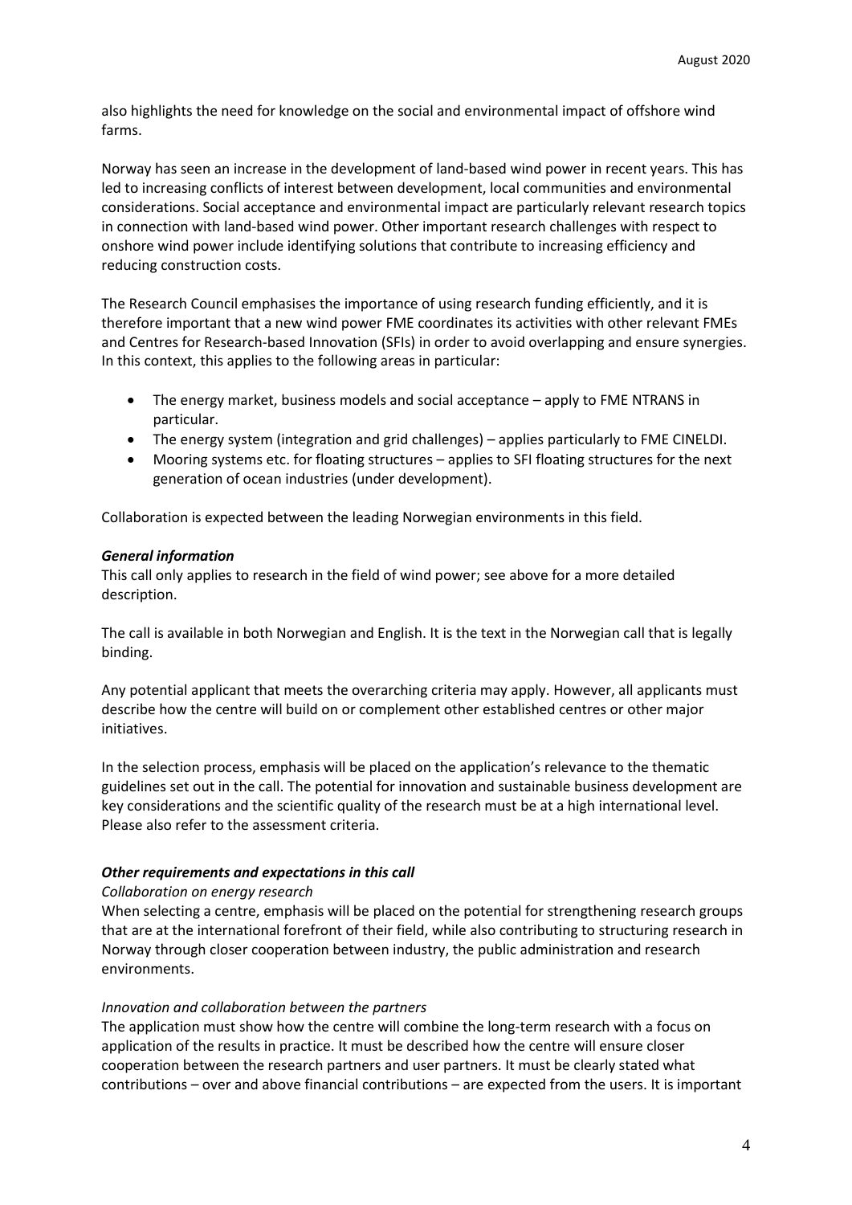also highlights the need for knowledge on the social and environmental impact of offshore wind farms.

Norway has seen an increase in the development of land-based wind power in recent years. This has led to increasing conflicts of interest between development, local communities and environmental considerations. Social acceptance and environmental impact are particularly relevant research topics in connection with land-based wind power. Other important research challenges with respect to onshore wind power include identifying solutions that contribute to increasing efficiency and reducing construction costs.

The Research Council emphasises the importance of using research funding efficiently, and it is therefore important that a new wind power FME coordinates its activities with other relevant FMEs and Centres for Research-based Innovation (SFIs) in order to avoid overlapping and ensure synergies. In this context, this applies to the following areas in particular:

- The energy market, business models and social acceptance – apply to FME NTRANS in particular.
- The energy system (integration and grid challenges) – applies particularly to FME CINELDI.
- Mooring systems etc. for floating structures – applies to SFI floating structures for the next generation of ocean industries (under development).

Collaboration is expected between the leading Norwegian environments in this field.

***General information***

This call only applies to research in the field of wind power; see above for a more detailed description.

The call is available in both Norwegian and English. It is the text in the Norwegian call that is legally binding.

Any potential applicant that meets the overarching criteria may apply. However, all applicants must describe how the centre will build on or complement other established centres or other major initiatives.

In the selection process, emphasis will be placed on the application's relevance to the thematic guidelines set out in the call. The potential for innovation and sustainable business development are key considerations and the scientific quality of the research must be at a high international level. Please also refer to the assessment criteria.

***Other requirements and expectations in this call***

*Collaboration on energy research*

When selecting a centre, emphasis will be placed on the potential for strengthening research groups that are at the international forefront of their field, while also contributing to structuring research in Norway through closer cooperation between industry, the public administration and research environments.

*Innovation and collaboration between the partners*

The application must show how the centre will combine the long-term research with a focus on application of the results in practice. It must be described how the centre will ensure closer cooperation between the research partners and user partners. It must be clearly stated what contributions – over and above financial contributions – are expected from the users. It is important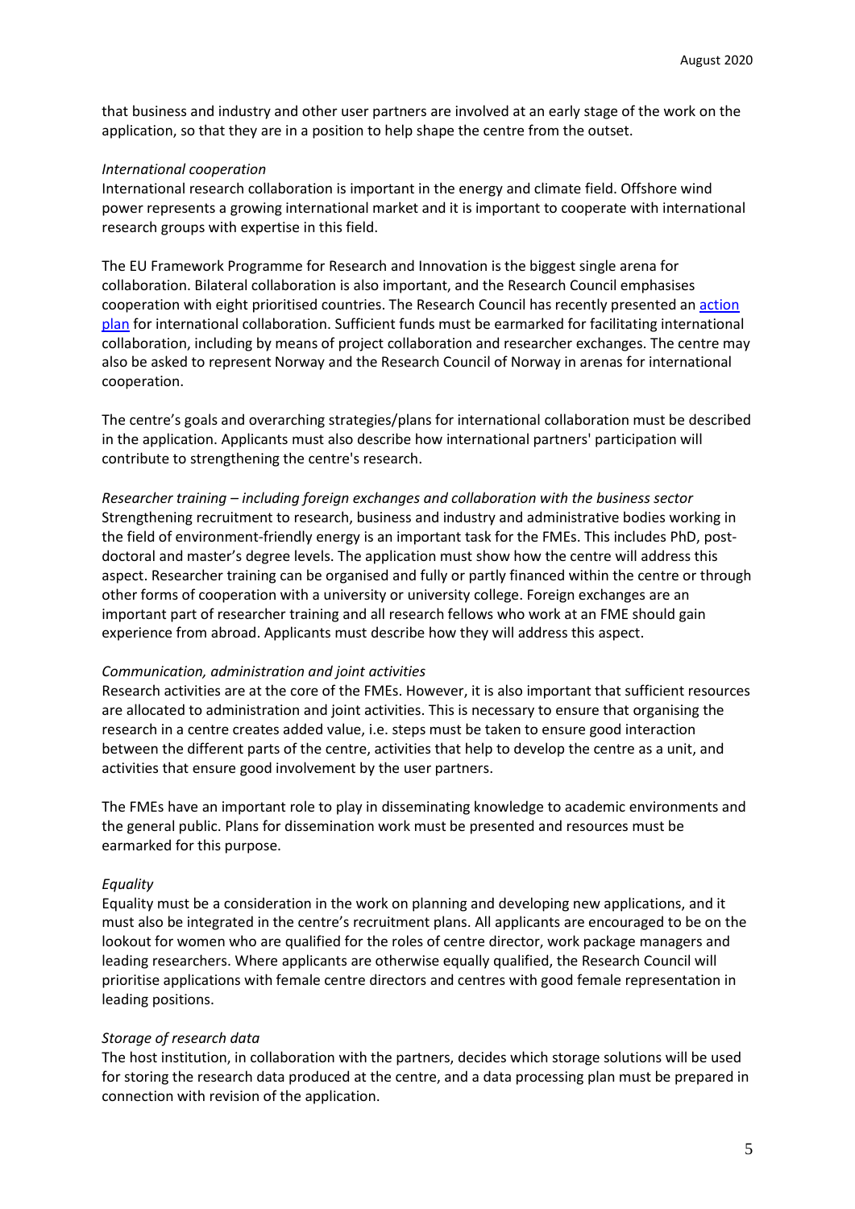that business and industry and other user partners are involved at an early stage of the work on the application, so that they are in a position to help shape the centre from the outset.

*International cooperation*

International research collaboration is important in the energy and climate field. Offshore wind power represents a growing international market and it is important to cooperate with international research groups with expertise in this field.

The EU Framework Programme for Research and Innovation is the biggest single arena for collaboration. Bilateral collaboration is also important, and the Research Council emphasises cooperation with eight prioritised countries. The Research Council has recently presented an action plan for international collaboration. Sufficient funds must be earmarked for facilitating international collaboration, including by means of project collaboration and researcher exchanges. The centre may also be asked to represent Norway and the Research Council of Norway in arenas for international cooperation.

The centre's goals and overarching strategies/plans for international collaboration must be described in the application. Applicants must also describe how international partners' participation will contribute to strengthening the centre's research.

*Researcher training – including foreign exchanges and collaboration with the business sector*

Strengthening recruitment to research, business and industry and administrative bodies working in the field of environment-friendly energy is an important task for the FMEs. This includes PhD, post-doctoral and master's degree levels. The application must show how the centre will address this aspect. Researcher training can be organised and fully or partly financed within the centre or through other forms of cooperation with a university or university college. Foreign exchanges are an important part of researcher training and all research fellows who work at an FME should gain experience from abroad. Applicants must describe how they will address this aspect.

*Communication, administration and joint activities*

Research activities are at the core of the FMEs. However, it is also important that sufficient resources are allocated to administration and joint activities. This is necessary to ensure that organising the research in a centre creates added value, i.e. steps must be taken to ensure good interaction between the different parts of the centre, activities that help to develop the centre as a unit, and activities that ensure good involvement by the user partners.

The FMEs have an important role to play in disseminating knowledge to academic environments and the general public. Plans for dissemination work must be presented and resources must be earmarked for this purpose.

*Equality*

Equality must be a consideration in the work on planning and developing new applications, and it must also be integrated in the centre's recruitment plans. All applicants are encouraged to be on the lookout for women who are qualified for the roles of centre director, work package managers and leading researchers. Where applicants are otherwise equally qualified, the Research Council will prioritise applications with female centre directors and centres with good female representation in leading positions.

*Storage of research data*

The host institution, in collaboration with the partners, decides which storage solutions will be used for storing the research data produced at the centre, and a data processing plan must be prepared in connection with revision of the application.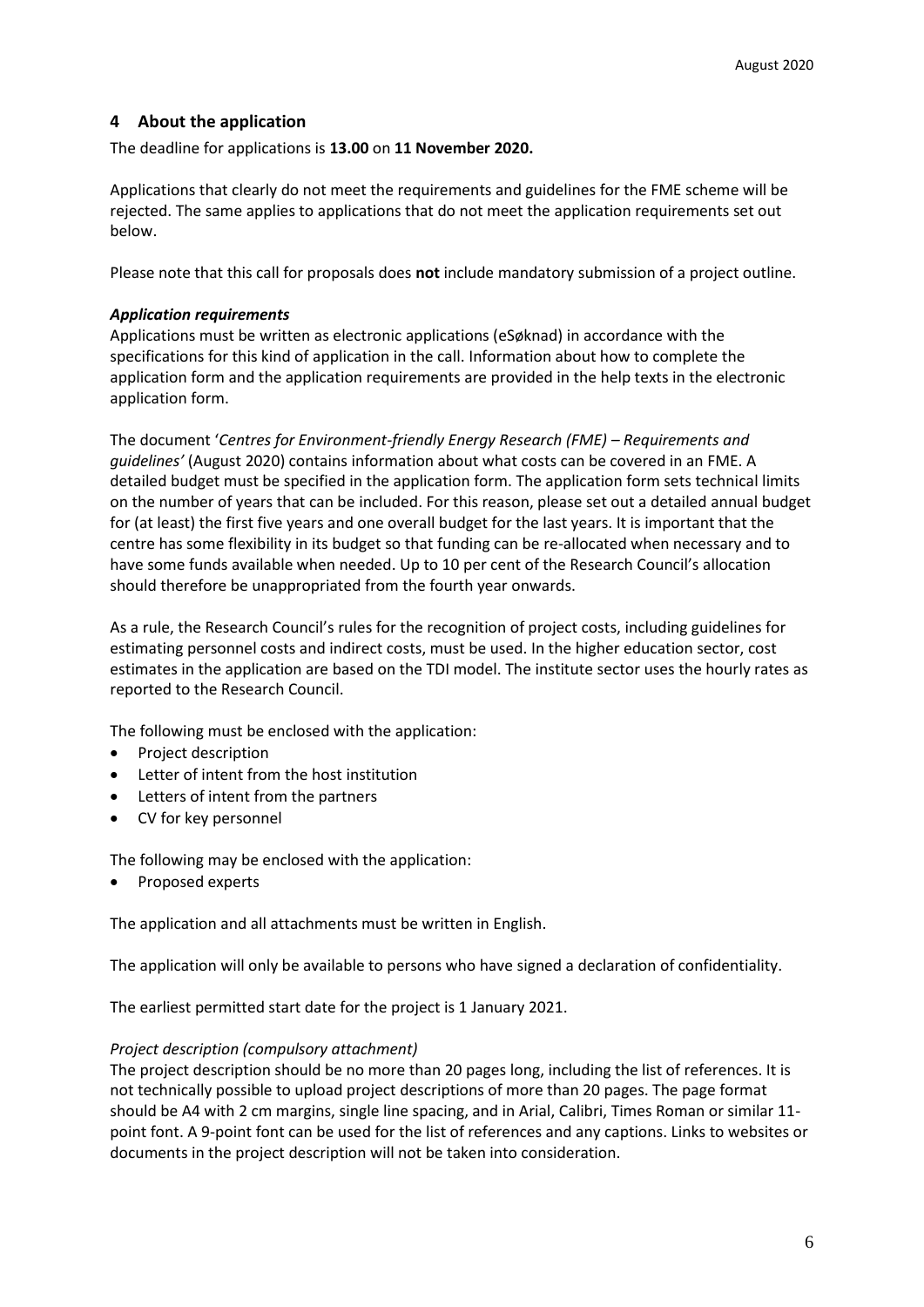## 4 About the application

The deadline for applications is **13.00** on **11 November 2020.**

Applications that clearly do not meet the requirements and guidelines for the FME scheme will be rejected. The same applies to applications that do not meet the application requirements set out below.

Please note that this call for proposals does **not** include mandatory submission of a project outline.

***Application requirements***

Applications must be written as electronic applications (eSøknad) in accordance with the specifications for this kind of application in the call. Information about how to complete the application form and the application requirements are provided in the help texts in the electronic application form.

The document '*Centres for Environment-friendly Energy Research (FME) – Requirements and guidelines'* (August 2020) contains information about what costs can be covered in an FME. A detailed budget must be specified in the application form. The application form sets technical limits on the number of years that can be included. For this reason, please set out a detailed annual budget for (at least) the first five years and one overall budget for the last years. It is important that the centre has some flexibility in its budget so that funding can be re-allocated when necessary and to have some funds available when needed. Up to 10 per cent of the Research Council's allocation should therefore be unappropriated from the fourth year onwards.

As a rule, the Research Council's rules for the recognition of project costs, including guidelines for estimating personnel costs and indirect costs, must be used. In the higher education sector, cost estimates in the application are based on the TDI model. The institute sector uses the hourly rates as reported to the Research Council.

The following must be enclosed with the application:

- Project description
- Letter of intent from the host institution
- Letters of intent from the partners
- CV for key personnel

The following may be enclosed with the application:

- Proposed experts

The application and all attachments must be written in English.

The application will only be available to persons who have signed a declaration of confidentiality.

The earliest permitted start date for the project is 1 January 2021.

*Project description (compulsory attachment)*

The project description should be no more than 20 pages long, including the list of references. It is not technically possible to upload project descriptions of more than 20 pages. The page format should be A4 with 2 cm margins, single line spacing, and in Arial, Calibri, Times Roman or similar 11-point font. A 9-point font can be used for the list of references and any captions. Links to websites or documents in the project description will not be taken into consideration.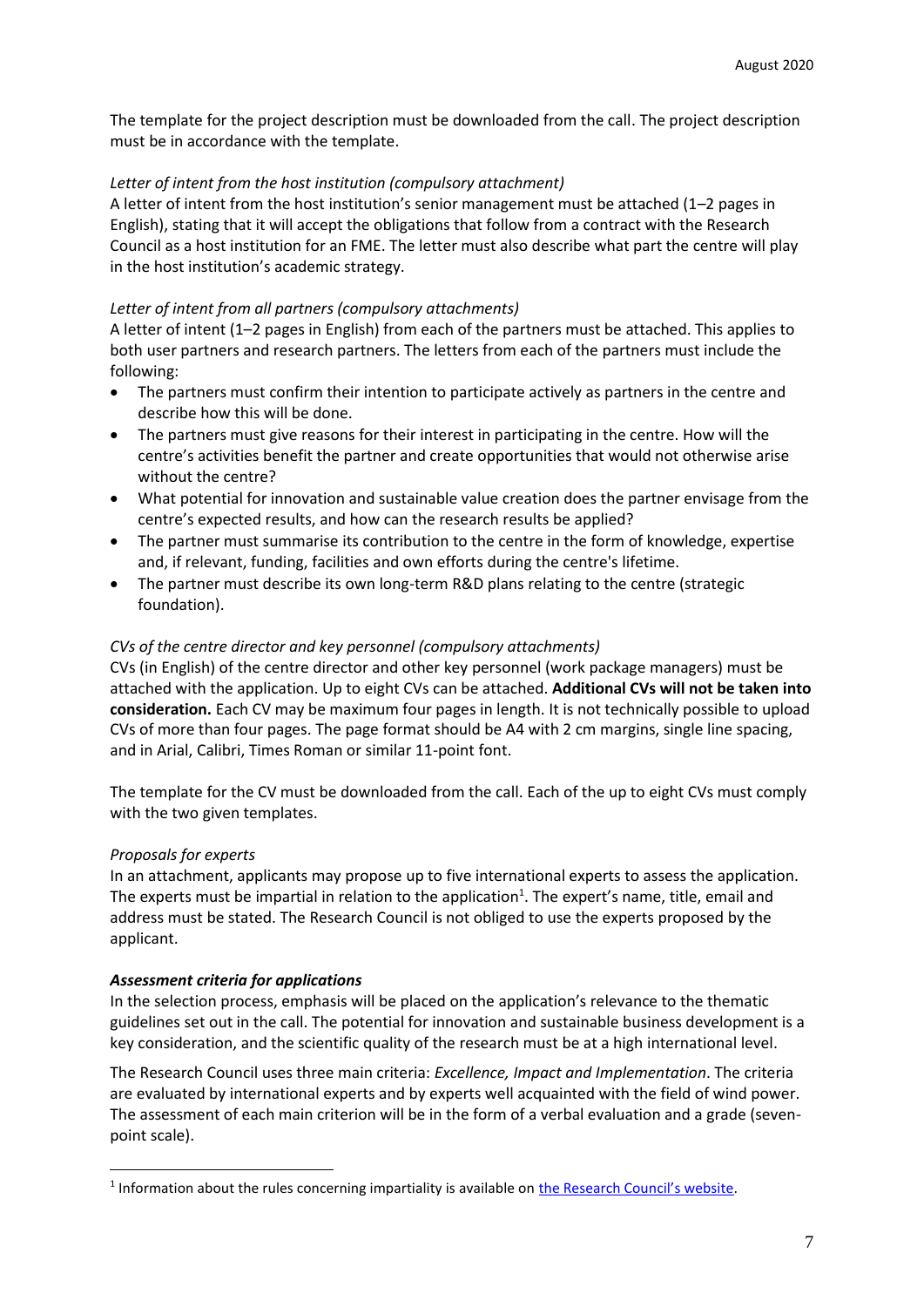The template for the project description must be downloaded from the call. The project description must be in accordance with the template.

*Letter of intent from the host institution (compulsory attachment)*
A letter of intent from the host institution's senior management must be attached (1–2 pages in English), stating that it will accept the obligations that follow from a contract with the Research Council as a host institution for an FME. The letter must also describe what part the centre will play in the host institution's academic strategy.

*Letter of intent from all partners (compulsory attachments)*
A letter of intent (1–2 pages in English) from each of the partners must be attached. This applies to both user partners and research partners. The letters from each of the partners must include the following:

- The partners must confirm their intention to participate actively as partners in the centre and describe how this will be done.
- The partners must give reasons for their interest in participating in the centre. How will the centre's activities benefit the partner and create opportunities that would not otherwise arise without the centre?
- What potential for innovation and sustainable value creation does the partner envisage from the centre's expected results, and how can the research results be applied?
- The partner must summarise its contribution to the centre in the form of knowledge, expertise and, if relevant, funding, facilities and own efforts during the centre's lifetime.
- The partner must describe its own long-term R&D plans relating to the centre (strategic foundation).

*CVs of the centre director and key personnel (compulsory attachments)*
CVs (in English) of the centre director and other key personnel (work package managers) must be attached with the application. Up to eight CVs can be attached. **Additional CVs will not be taken into consideration.** Each CV may be maximum four pages in length. It is not technically possible to upload CVs of more than four pages. The page format should be A4 with 2 cm margins, single line spacing, and in Arial, Calibri, Times Roman or similar 11-point font.

The template for the CV must be downloaded from the call. Each of the up to eight CVs must comply with the two given templates.

*Proposals for experts*
In an attachment, applicants may propose up to five international experts to assess the application. The experts must be impartial in relation to the application[1]. The expert's name, title, email and address must be stated. The Research Council is not obliged to use the experts proposed by the applicant.

***Assessment criteria for applications***
In the selection process, emphasis will be placed on the application's relevance to the thematic guidelines set out in the call. The potential for innovation and sustainable business development is a key consideration, and the scientific quality of the research must be at a high international level.

The Research Council uses three main criteria: *Excellence, Impact and Implementation*. The criteria are evaluated by international experts and by experts well acquainted with the field of wind power. The assessment of each main criterion will be in the form of a verbal evaluation and a grade (seven-point scale).

---

[1] Information about the rules concerning impartiality is available on [the Research Council's website](#).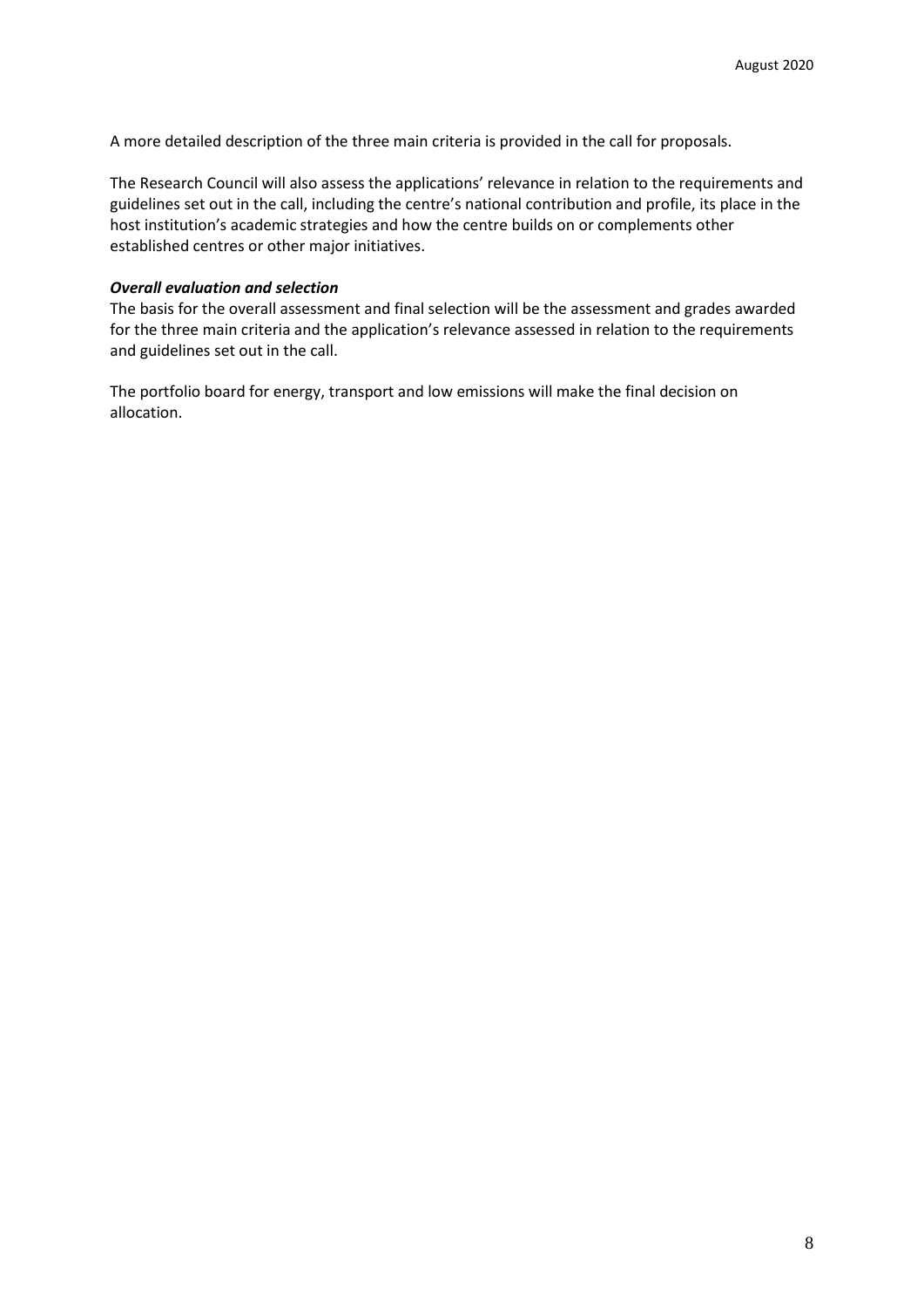A more detailed description of the three main criteria is provided in the call for proposals.

The Research Council will also assess the applications' relevance in relation to the requirements and guidelines set out in the call, including the centre's national contribution and profile, its place in the host institution's academic strategies and how the centre builds on or complements other established centres or other major initiatives.

***Overall evaluation and selection***

The basis for the overall assessment and final selection will be the assessment and grades awarded for the three main criteria and the application's relevance assessed in relation to the requirements and guidelines set out in the call.

The portfolio board for energy, transport and low emissions will make the final decision on allocation.